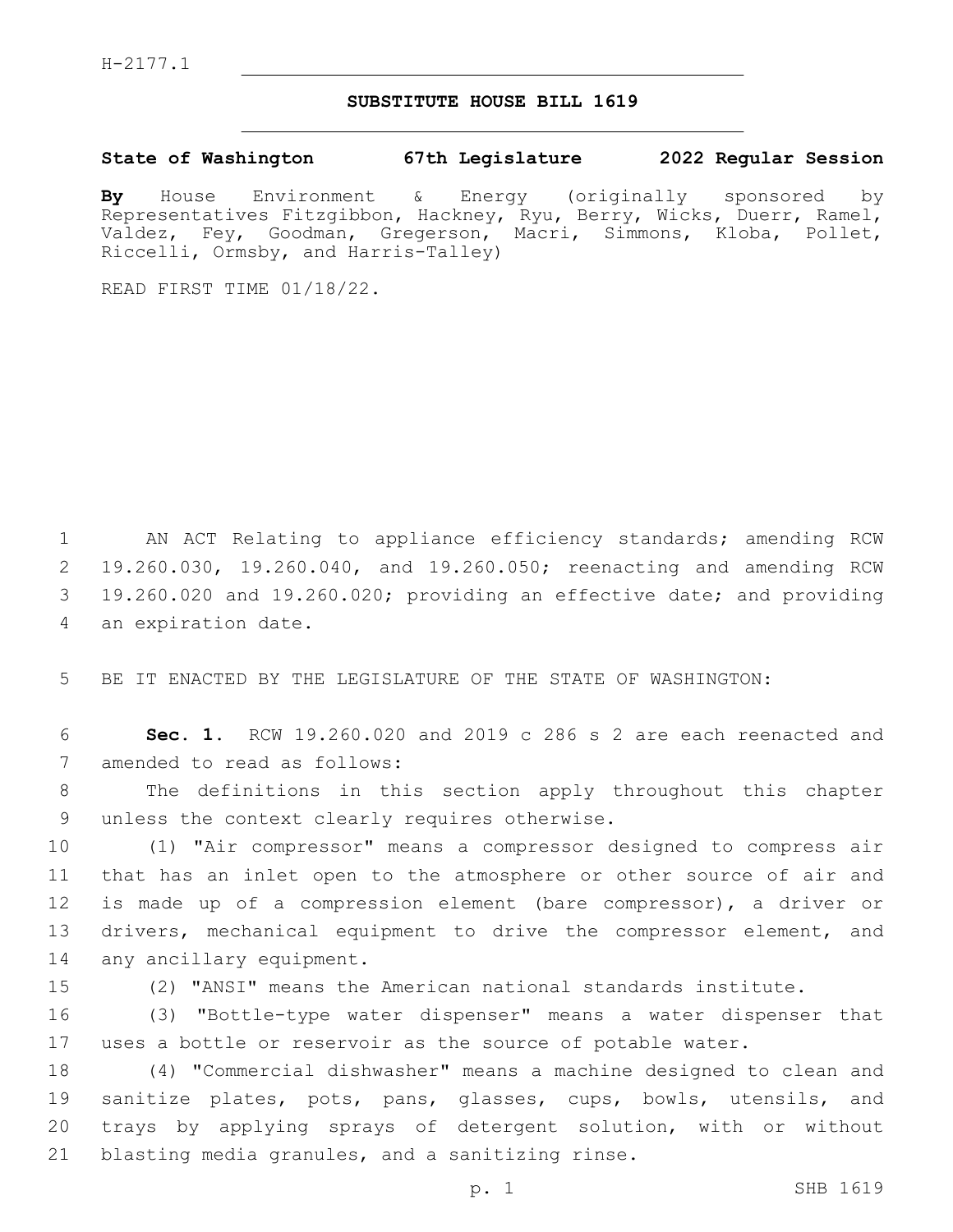H-2177.1

# SUBSTITUTE HOUSE BILL 1619

**State of Washington 67th Legislature 2022 Regular Session**

**By** House Environment & Energy (originally sponsored by Representatives Fitzgibbon, Hackney, Ryu, Berry, Wicks, Duerr, Ramel, Valdez, Fey, Goodman, Gregerson, Macri, Simmons, Kloba, Pollet, Riccelli, Ormsby, and Harris-Talley)

READ FIRST TIME 01/18/22.

AN ACT Relating to appliance efficiency standards; amending RCW 19.260.030, 19.260.040, and 19.260.050; reenacting and amending RCW 19.260.020 and 19.260.020; providing an effective date; and providing an expiration date.

BE IT ENACTED BY THE LEGISLATURE OF THE STATE OF WASHINGTON:

**Sec. 1.** RCW 19.260.020 and 2019 c 286 s 2 are each reenacted and amended to read as follows:

The definitions in this section apply throughout this chapter unless the context clearly requires otherwise.

(1) "Air compressor" means a compressor designed to compress air that has an inlet open to the atmosphere or other source of air and is made up of a compression element (bare compressor), a driver or drivers, mechanical equipment to drive the compressor element, and any ancillary equipment.

(2) "ANSI" means the American national standards institute.

(3) "Bottle-type water dispenser" means a water dispenser that uses a bottle or reservoir as the source of potable water.

(4) "Commercial dishwasher" means a machine designed to clean and sanitize plates, pots, pans, glasses, cups, bowls, utensils, and trays by applying sprays of detergent solution, with or without blasting media granules, and a sanitizing rinse.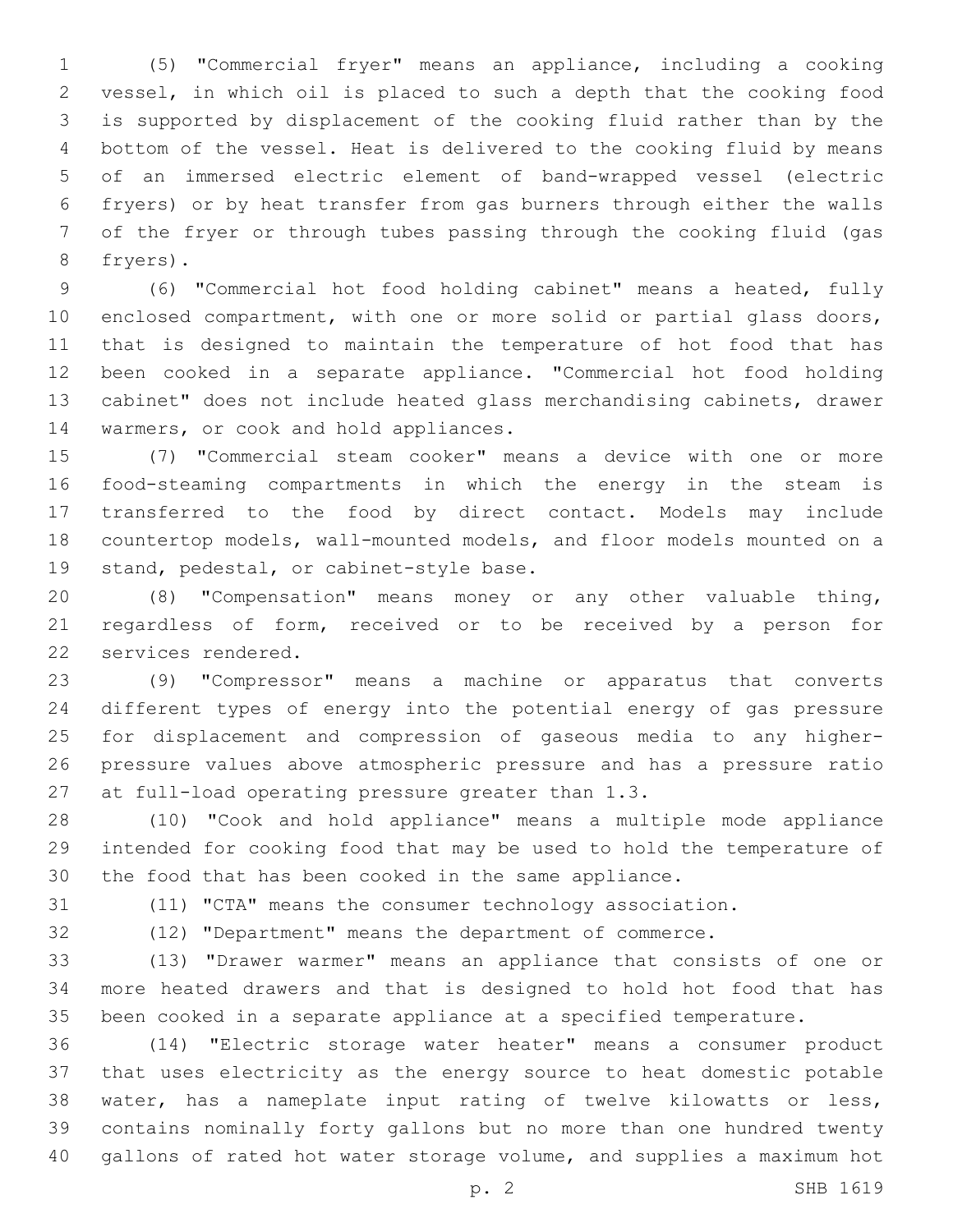(5) "Commercial fryer" means an appliance, including a cooking vessel, in which oil is placed to such a depth that the cooking food is supported by displacement of the cooking fluid rather than by the bottom of the vessel. Heat is delivered to the cooking fluid by means of an immersed electric element of band-wrapped vessel (electric fryers) or by heat transfer from gas burners through either the walls of the fryer or through tubes passing through the cooking fluid (gas fryers).

(6) "Commercial hot food holding cabinet" means a heated, fully enclosed compartment, with one or more solid or partial glass doors, that is designed to maintain the temperature of hot food that has been cooked in a separate appliance. "Commercial hot food holding cabinet" does not include heated glass merchandising cabinets, drawer warmers, or cook and hold appliances.

(7) "Commercial steam cooker" means a device with one or more food-steaming compartments in which the energy in the steam is transferred to the food by direct contact. Models may include countertop models, wall-mounted models, and floor models mounted on a stand, pedestal, or cabinet-style base.

(8) "Compensation" means money or any other valuable thing, regardless of form, received or to be received by a person for services rendered.

(9) "Compressor" means a machine or apparatus that converts different types of energy into the potential energy of gas pressure for displacement and compression of gaseous media to any higher-pressure values above atmospheric pressure and has a pressure ratio at full-load operating pressure greater than 1.3.

(10) "Cook and hold appliance" means a multiple mode appliance intended for cooking food that may be used to hold the temperature of the food that has been cooked in the same appliance.

(11) "CTA" means the consumer technology association.

(12) "Department" means the department of commerce.

(13) "Drawer warmer" means an appliance that consists of one or more heated drawers and that is designed to hold hot food that has been cooked in a separate appliance at a specified temperature.

(14) "Electric storage water heater" means a consumer product that uses electricity as the energy source to heat domestic potable water, has a nameplate input rating of twelve kilowatts or less, contains nominally forty gallons but no more than one hundred twenty gallons of rated hot water storage volume, and supplies a maximum hot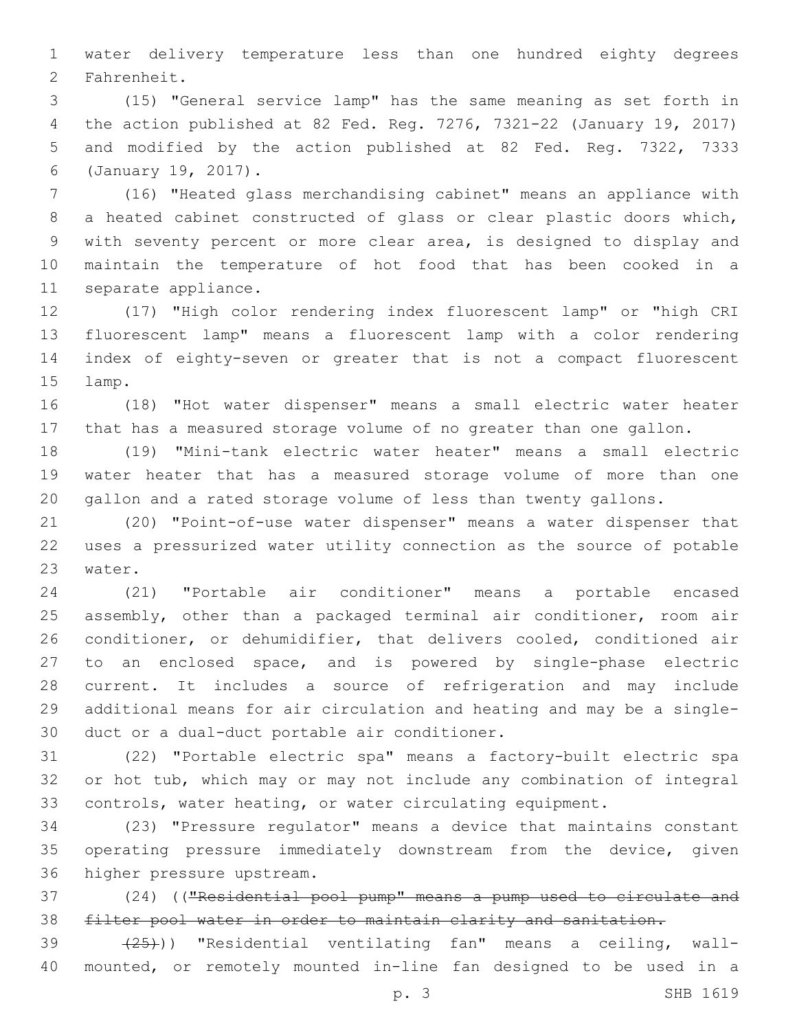water delivery temperature less than one hundred eighty degrees Fahrenheit.

(15) "General service lamp" has the same meaning as set forth in the action published at 82 Fed. Reg. 7276, 7321-22 (January 19, 2017) and modified by the action published at 82 Fed. Reg. 7322, 7333 (January 19, 2017).

(16) "Heated glass merchandising cabinet" means an appliance with a heated cabinet constructed of glass or clear plastic doors which, with seventy percent or more clear area, is designed to display and maintain the temperature of hot food that has been cooked in a separate appliance.

(17) "High color rendering index fluorescent lamp" or "high CRI fluorescent lamp" means a fluorescent lamp with a color rendering index of eighty-seven or greater that is not a compact fluorescent lamp.

(18) "Hot water dispenser" means a small electric water heater that has a measured storage volume of no greater than one gallon.

(19) "Mini-tank electric water heater" means a small electric water heater that has a measured storage volume of more than one gallon and a rated storage volume of less than twenty gallons.

(20) "Point-of-use water dispenser" means a water dispenser that uses a pressurized water utility connection as the source of potable water.

(21) "Portable air conditioner" means a portable encased assembly, other than a packaged terminal air conditioner, room air conditioner, or dehumidifier, that delivers cooled, conditioned air to an enclosed space, and is powered by single-phase electric current. It includes a source of refrigeration and may include additional means for air circulation and heating and may be a single-duct or a dual-duct portable air conditioner.

(22) "Portable electric spa" means a factory-built electric spa or hot tub, which may or may not include any combination of integral controls, water heating, or water circulating equipment.

(23) "Pressure regulator" means a device that maintains constant operating pressure immediately downstream from the device, given higher pressure upstream.

(24) ((~~"Residential pool pump" means a pump used to circulate and filter pool water in order to maintain clarity and sanitation.~~

~~(25)~~)) "Residential ventilating fan" means a ceiling, wall-mounted, or remotely mounted in-line fan designed to be used in a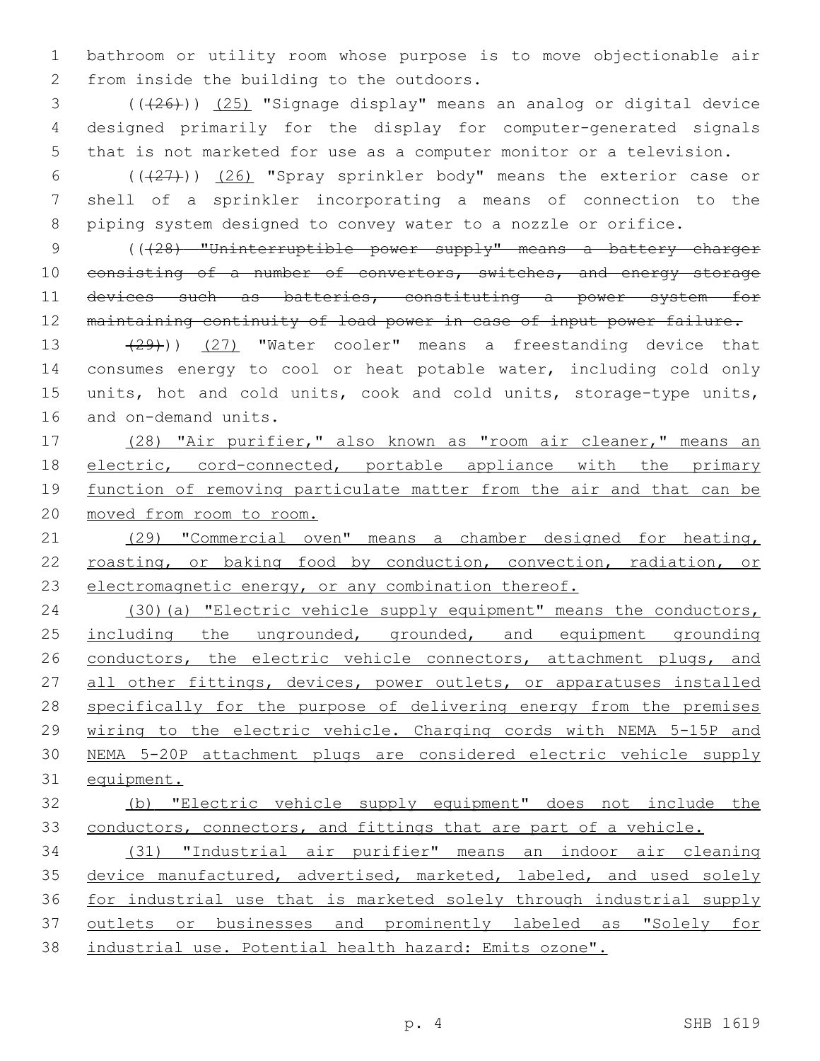bathroom or utility room whose purpose is to move objectionable air from inside the building to the outdoors.

(((26))) (25) "Signage display" means an analog or digital device designed primarily for the display for computer-generated signals that is not marketed for use as a computer monitor or a television.

(((27))) (26) "Spray sprinkler body" means the exterior case or shell of a sprinkler incorporating a means of connection to the piping system designed to convey water to a nozzle or orifice.

(((28) "Uninterruptible power supply" means a battery charger consisting of a number of convertors, switches, and energy storage devices such as batteries, constituting a power system for maintaining continuity of load power in case of input power failure.

(29))) (27) "Water cooler" means a freestanding device that consumes energy to cool or heat potable water, including cold only units, hot and cold units, cook and cold units, storage-type units, and on-demand units.

(28) "Air purifier," also known as "room air cleaner," means an electric, cord-connected, portable appliance with the primary function of removing particulate matter from the air and that can be moved from room to room.

(29) "Commercial oven" means a chamber designed for heating, roasting, or baking food by conduction, convection, radiation, or electromagnetic energy, or any combination thereof.

(30)(a) "Electric vehicle supply equipment" means the conductors, including the ungrounded, grounded, and equipment grounding conductors, the electric vehicle connectors, attachment plugs, and all other fittings, devices, power outlets, or apparatuses installed specifically for the purpose of delivering energy from the premises wiring to the electric vehicle. Charging cords with NEMA 5-15P and NEMA 5-20P attachment plugs are considered electric vehicle supply equipment.

(b) "Electric vehicle supply equipment" does not include the conductors, connectors, and fittings that are part of a vehicle.

(31) "Industrial air purifier" means an indoor air cleaning device manufactured, advertised, marketed, labeled, and used solely for industrial use that is marketed solely through industrial supply outlets or businesses and prominently labeled as "Solely for industrial use. Potential health hazard: Emits ozone".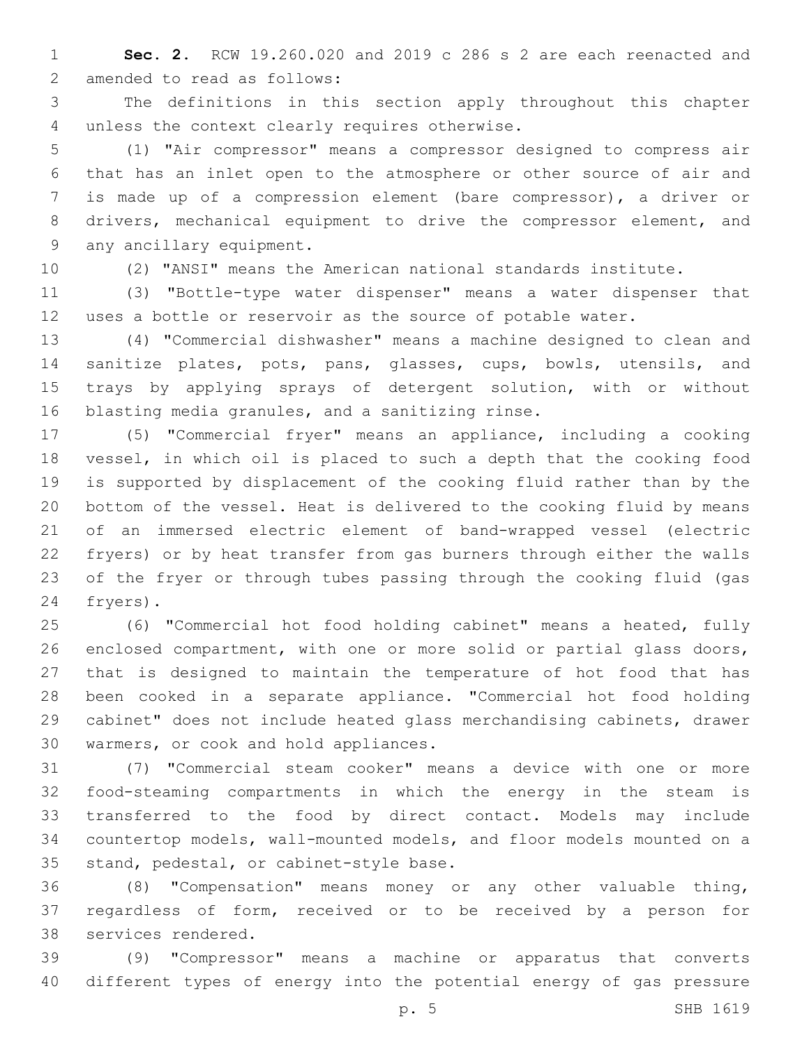**Sec. 2.** RCW 19.260.020 and 2019 c 286 s 2 are each reenacted and amended to read as follows:

The definitions in this section apply throughout this chapter unless the context clearly requires otherwise.

(1) "Air compressor" means a compressor designed to compress air that has an inlet open to the atmosphere or other source of air and is made up of a compression element (bare compressor), a driver or drivers, mechanical equipment to drive the compressor element, and any ancillary equipment.

(2) "ANSI" means the American national standards institute.

(3) "Bottle-type water dispenser" means a water dispenser that uses a bottle or reservoir as the source of potable water.

(4) "Commercial dishwasher" means a machine designed to clean and sanitize plates, pots, pans, glasses, cups, bowls, utensils, and trays by applying sprays of detergent solution, with or without blasting media granules, and a sanitizing rinse.

(5) "Commercial fryer" means an appliance, including a cooking vessel, in which oil is placed to such a depth that the cooking food is supported by displacement of the cooking fluid rather than by the bottom of the vessel. Heat is delivered to the cooking fluid by means of an immersed electric element of band-wrapped vessel (electric fryers) or by heat transfer from gas burners through either the walls of the fryer or through tubes passing through the cooking fluid (gas fryers).

(6) "Commercial hot food holding cabinet" means a heated, fully enclosed compartment, with one or more solid or partial glass doors, that is designed to maintain the temperature of hot food that has been cooked in a separate appliance. "Commercial hot food holding cabinet" does not include heated glass merchandising cabinets, drawer warmers, or cook and hold appliances.

(7) "Commercial steam cooker" means a device with one or more food-steaming compartments in which the energy in the steam is transferred to the food by direct contact. Models may include countertop models, wall-mounted models, and floor models mounted on a stand, pedestal, or cabinet-style base.

(8) "Compensation" means money or any other valuable thing, regardless of form, received or to be received by a person for services rendered.

(9) "Compressor" means a machine or apparatus that converts different types of energy into the potential energy of gas pressure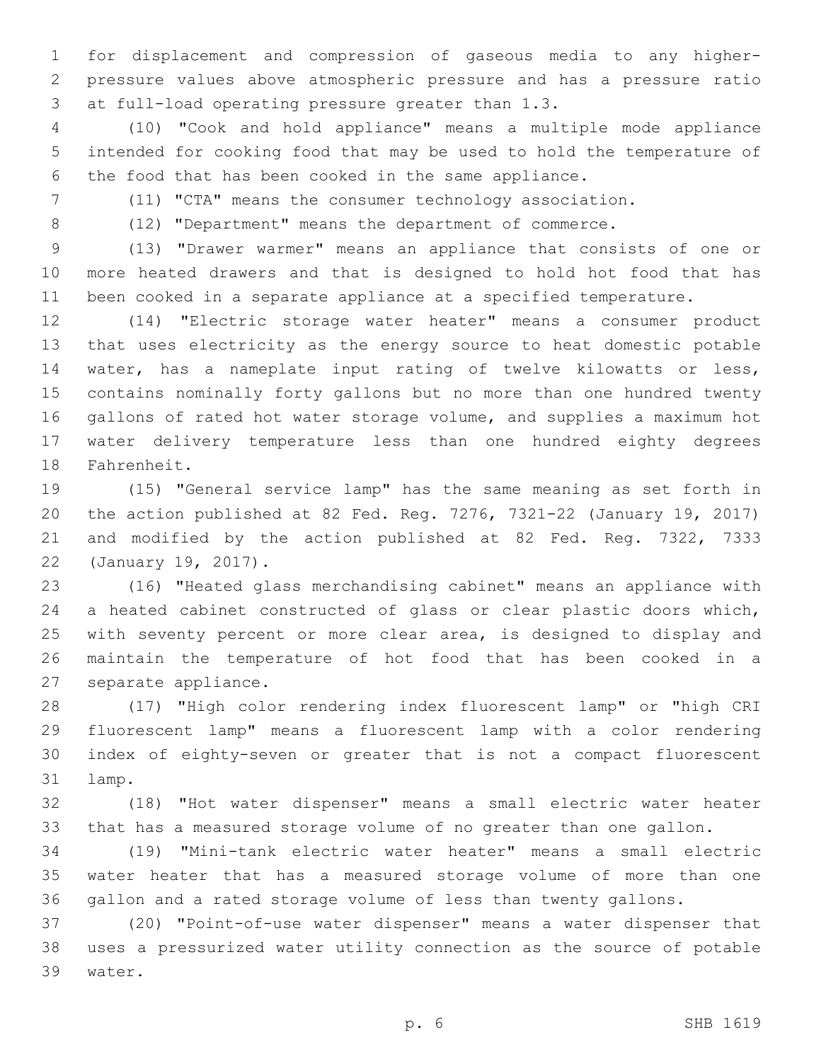for displacement and compression of gaseous media to any higher-pressure values above atmospheric pressure and has a pressure ratio at full-load operating pressure greater than 1.3.

(10) "Cook and hold appliance" means a multiple mode appliance intended for cooking food that may be used to hold the temperature of the food that has been cooked in the same appliance.

(11) "CTA" means the consumer technology association.

(12) "Department" means the department of commerce.

(13) "Drawer warmer" means an appliance that consists of one or more heated drawers and that is designed to hold hot food that has been cooked in a separate appliance at a specified temperature.

(14) "Electric storage water heater" means a consumer product that uses electricity as the energy source to heat domestic potable water, has a nameplate input rating of twelve kilowatts or less, contains nominally forty gallons but no more than one hundred twenty gallons of rated hot water storage volume, and supplies a maximum hot water delivery temperature less than one hundred eighty degrees Fahrenheit.

(15) "General service lamp" has the same meaning as set forth in the action published at 82 Fed. Reg. 7276, 7321-22 (January 19, 2017) and modified by the action published at 82 Fed. Reg. 7322, 7333 (January 19, 2017).

(16) "Heated glass merchandising cabinet" means an appliance with a heated cabinet constructed of glass or clear plastic doors which, with seventy percent or more clear area, is designed to display and maintain the temperature of hot food that has been cooked in a separate appliance.

(17) "High color rendering index fluorescent lamp" or "high CRI fluorescent lamp" means a fluorescent lamp with a color rendering index of eighty-seven or greater that is not a compact fluorescent lamp.

(18) "Hot water dispenser" means a small electric water heater that has a measured storage volume of no greater than one gallon.

(19) "Mini-tank electric water heater" means a small electric water heater that has a measured storage volume of more than one gallon and a rated storage volume of less than twenty gallons.

(20) "Point-of-use water dispenser" means a water dispenser that uses a pressurized water utility connection as the source of potable water.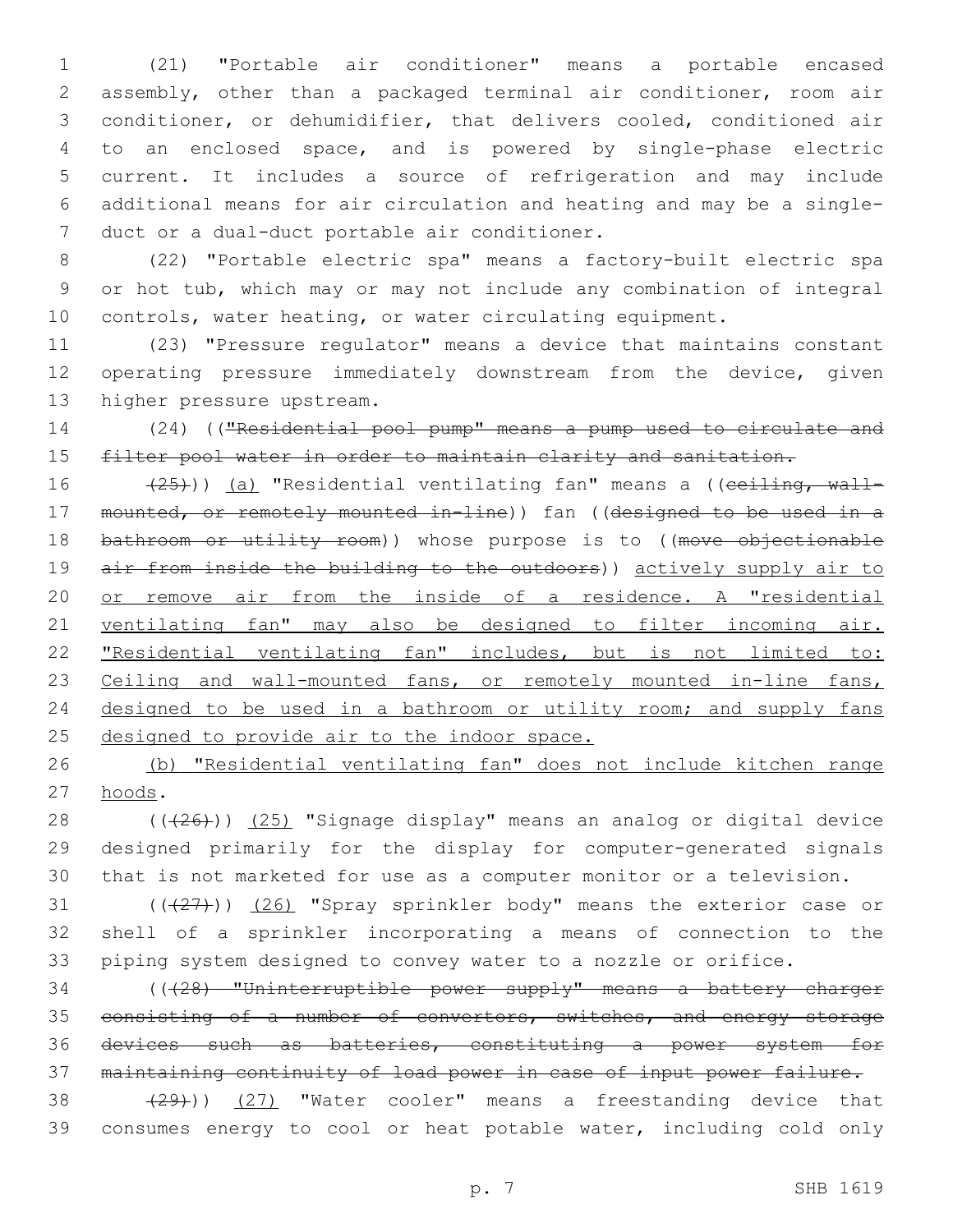(21) "Portable air conditioner" means a portable encased assembly, other than a packaged terminal air conditioner, room air conditioner, or dehumidifier, that delivers cooled, conditioned air to an enclosed space, and is powered by single-phase electric current. It includes a source of refrigeration and may include additional means for air circulation and heating and may be a single-duct or a dual-duct portable air conditioner.

(22) "Portable electric spa" means a factory-built electric spa or hot tub, which may or may not include any combination of integral controls, water heating, or water circulating equipment.

(23) "Pressure regulator" means a device that maintains constant operating pressure immediately downstream from the device, given higher pressure upstream.

(24) ((~~"Residential pool pump" means a pump used to circulate and filter pool water in order to maintain clarity and sanitation.~~

~~(25)~~)) (a) "Residential ventilating fan" means a ((~~ceiling, wall-mounted, or remotely mounted in-line~~)) fan ((~~designed to be used in a bathroom or utility room~~)) whose purpose is to ((~~move objectionable air from inside the building to the outdoors~~)) actively supply air to or remove air from the inside of a residence. A "residential ventilating fan" may also be designed to filter incoming air. "Residential ventilating fan" includes, but is not limited to: Ceiling and wall-mounted fans, or remotely mounted in-line fans, designed to be used in a bathroom or utility room; and supply fans designed to provide air to the indoor space.

(b) "Residential ventilating fan" does not include kitchen range hoods.

((~~(26)~~)) (25) "Signage display" means an analog or digital device designed primarily for the display for computer-generated signals that is not marketed for use as a computer monitor or a television.

((~~(27)~~)) (26) "Spray sprinkler body" means the exterior case or shell of a sprinkler incorporating a means of connection to the piping system designed to convey water to a nozzle or orifice.

((~~(28) "Uninterruptible power supply" means a battery charger consisting of a number of convertors, switches, and energy storage devices such as batteries, constituting a power system for maintaining continuity of load power in case of input power failure.~~

~~(29)~~)) (27) "Water cooler" means a freestanding device that consumes energy to cool or heat potable water, including cold only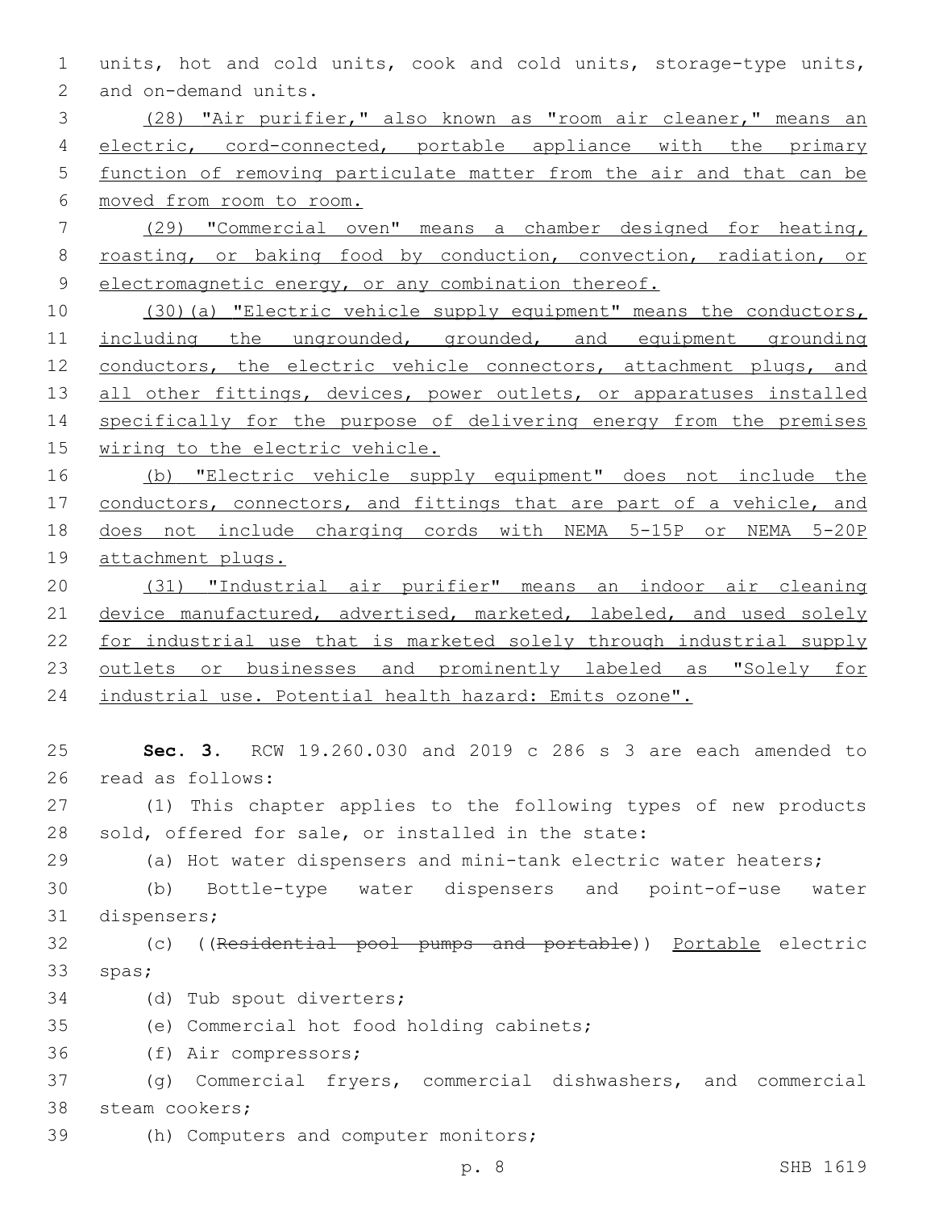units, hot and cold units, cook and cold units, storage-type units, and on-demand units.

(28) "Air purifier," also known as "room air cleaner," means an electric, cord-connected, portable appliance with the primary function of removing particulate matter from the air and that can be moved from room to room.

(29) "Commercial oven" means a chamber designed for heating, roasting, or baking food by conduction, convection, radiation, or electromagnetic energy, or any combination thereof.

(30)(a) "Electric vehicle supply equipment" means the conductors, including the ungrounded, grounded, and equipment grounding conductors, the electric vehicle connectors, attachment plugs, and all other fittings, devices, power outlets, or apparatuses installed specifically for the purpose of delivering energy from the premises wiring to the electric vehicle.

(b) "Electric vehicle supply equipment" does not include the conductors, connectors, and fittings that are part of a vehicle, and does not include charging cords with NEMA 5-15P or NEMA 5-20P attachment plugs.

(31) "Industrial air purifier" means an indoor air cleaning device manufactured, advertised, marketed, labeled, and used solely for industrial use that is marketed solely through industrial supply outlets or businesses and prominently labeled as "Solely for industrial use. Potential health hazard: Emits ozone".

**Sec. 3.** RCW 19.260.030 and 2019 c 286 s 3 are each amended to read as follows:

(1) This chapter applies to the following types of new products sold, offered for sale, or installed in the state:

(a) Hot water dispensers and mini-tank electric water heaters;

(b) Bottle-type water dispensers and point-of-use water dispensers;

(c) ((~~Residential pool pumps and portable~~)) Portable electric spas;

(d) Tub spout diverters;

(e) Commercial hot food holding cabinets;

(f) Air compressors;

(g) Commercial fryers, commercial dishwashers, and commercial steam cookers;

(h) Computers and computer monitors;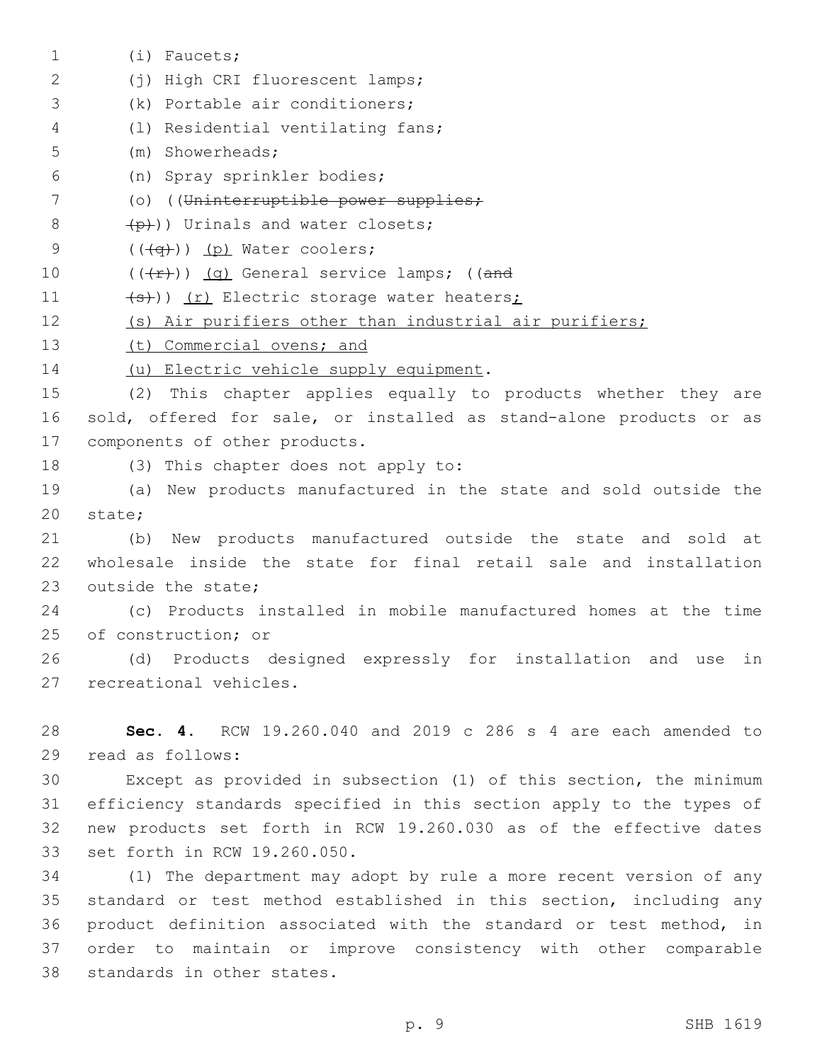(i) Faucets;

(j) High CRI fluorescent lamps;

(k) Portable air conditioners;

(l) Residential ventilating fans;

(m) Showerheads;

(n) Spray sprinkler bodies;

(o) ((~~Uninterruptible power supplies;~~

~~(p)~~)) Urinals and water closets;

((~~(q)~~)) <u>(p)</u> Water coolers;

((~~(r)~~)) <u>(q)</u> General service lamps; ((~~and~~

~~(s)~~)) <u>(r)</u> Electric storage water heaters<u>;</u>

<u>(s) Air purifiers other than industrial air purifiers;</u>

<u>(t) Commercial ovens; and</u>

<u>(u) Electric vehicle supply equipment</u>.

(2) This chapter applies equally to products whether they are sold, offered for sale, or installed as stand-alone products or as components of other products.

(3) This chapter does not apply to:

(a) New products manufactured in the state and sold outside the state;

(b) New products manufactured outside the state and sold at wholesale inside the state for final retail sale and installation outside the state;

(c) Products installed in mobile manufactured homes at the time of construction; or

(d) Products designed expressly for installation and use in recreational vehicles.

**Sec. 4.** RCW 19.260.040 and 2019 c 286 s 4 are each amended to read as follows:

Except as provided in subsection (1) of this section, the minimum efficiency standards specified in this section apply to the types of new products set forth in RCW 19.260.030 as of the effective dates set forth in RCW 19.260.050.

(1) The department may adopt by rule a more recent version of any standard or test method established in this section, including any product definition associated with the standard or test method, in order to maintain or improve consistency with other comparable standards in other states.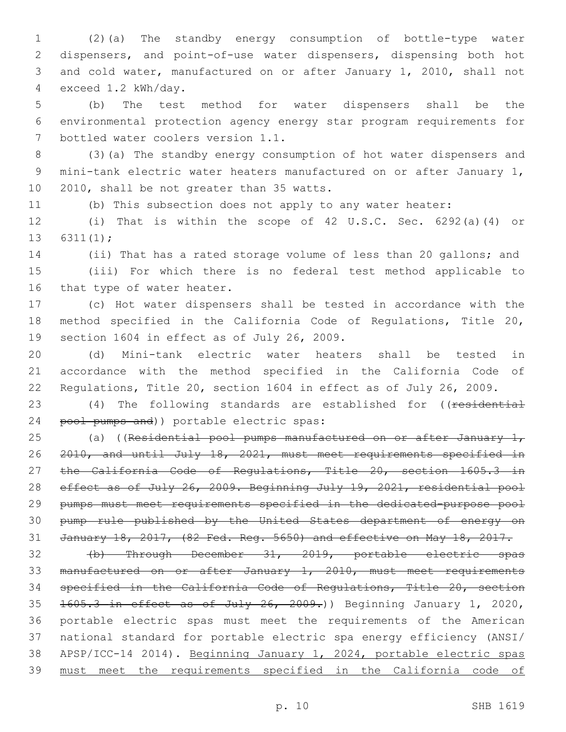(2)(a) The standby energy consumption of bottle-type water dispensers, and point-of-use water dispensers, dispensing both hot and cold water, manufactured on or after January 1, 2010, shall not exceed 1.2 kWh/day.

(b) The test method for water dispensers shall be the environmental protection agency energy star program requirements for bottled water coolers version 1.1.

(3)(a) The standby energy consumption of hot water dispensers and mini-tank electric water heaters manufactured on or after January 1, 2010, shall be not greater than 35 watts.

(b) This subsection does not apply to any water heater:

(i) That is within the scope of 42 U.S.C. Sec. 6292(a)(4) or 6311(1);

(ii) That has a rated storage volume of less than 20 gallons; and

(iii) For which there is no federal test method applicable to that type of water heater.

(c) Hot water dispensers shall be tested in accordance with the method specified in the California Code of Regulations, Title 20, section 1604 in effect as of July 26, 2009.

(d) Mini-tank electric water heaters shall be tested in accordance with the method specified in the California Code of Regulations, Title 20, section 1604 in effect as of July 26, 2009.

(4) The following standards are established for ((~~residential pool pumps and~~)) portable electric spas:

(a) ((~~Residential pool pumps manufactured on or after January 1, 2010, and until July 18, 2021, must meet requirements specified in the California Code of Regulations, Title 20, section 1605.3 in effect as of July 26, 2009. Beginning July 19, 2021, residential pool pumps must meet requirements specified in the dedicated-purpose pool pump rule published by the United States department of energy on January 18, 2017, (82 Fed. Reg. 5650) and effective on May 18, 2017.~~

~~(b) Through December 31, 2019, portable electric spas manufactured on or after January 1, 2010, must meet requirements specified in the California Code of Regulations, Title 20, section 1605.3 in effect as of July 26, 2009.~~)) Beginning January 1, 2020, portable electric spas must meet the requirements of the American national standard for portable electric spa energy efficiency (ANSI/APSP/ICC-14 2014). <u>Beginning January 1, 2024, portable electric spas must meet the requirements specified in the California code of</u>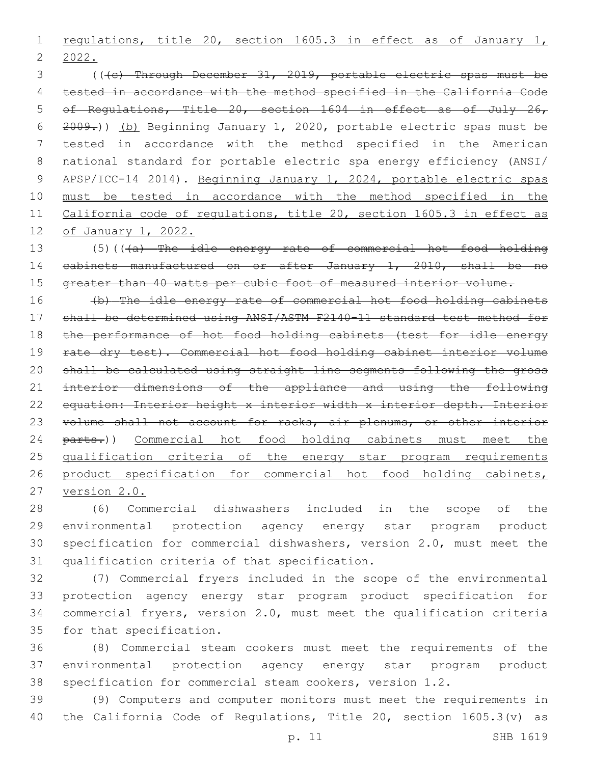regulations, title 20, section 1605.3 in effect as of January 1, 2022.

(((c) Through December 31, 2019, portable electric spas must be tested in accordance with the method specified in the California Code of Regulations, Title 20, section 1604 in effect as of July 26, 2009.)) (b) Beginning January 1, 2020, portable electric spas must be tested in accordance with the method specified in the American national standard for portable electric spa energy efficiency (ANSI/APSP/ICC-14 2014). Beginning January 1, 2024, portable electric spas must be tested in accordance with the method specified in the California code of regulations, title 20, section 1605.3 in effect as of January 1, 2022.

(5)(((a) The idle energy rate of commercial hot food holding cabinets manufactured on or after January 1, 2010, shall be no greater than 40 watts per cubic foot of measured interior volume.

(b) The idle energy rate of commercial hot food holding cabinets shall be determined using ANSI/ASTM F2140-11 standard test method for the performance of hot food holding cabinets (test for idle energy rate dry test). Commercial hot food holding cabinet interior volume shall be calculated using straight line segments following the gross interior dimensions of the appliance and using the following equation: Interior height x interior width x interior depth. Interior volume shall not account for racks, air plenums, or other interior parts.)) Commercial hot food holding cabinets must meet the qualification criteria of the energy star program requirements product specification for commercial hot food holding cabinets, version 2.0.

(6) Commercial dishwashers included in the scope of the environmental protection agency energy star program product specification for commercial dishwashers, version 2.0, must meet the qualification criteria of that specification.

(7) Commercial fryers included in the scope of the environmental protection agency energy star program product specification for commercial fryers, version 2.0, must meet the qualification criteria for that specification.

(8) Commercial steam cookers must meet the requirements of the environmental protection agency energy star program product specification for commercial steam cookers, version 1.2.

(9) Computers and computer monitors must meet the requirements in the California Code of Regulations, Title 20, section 1605.3(v) as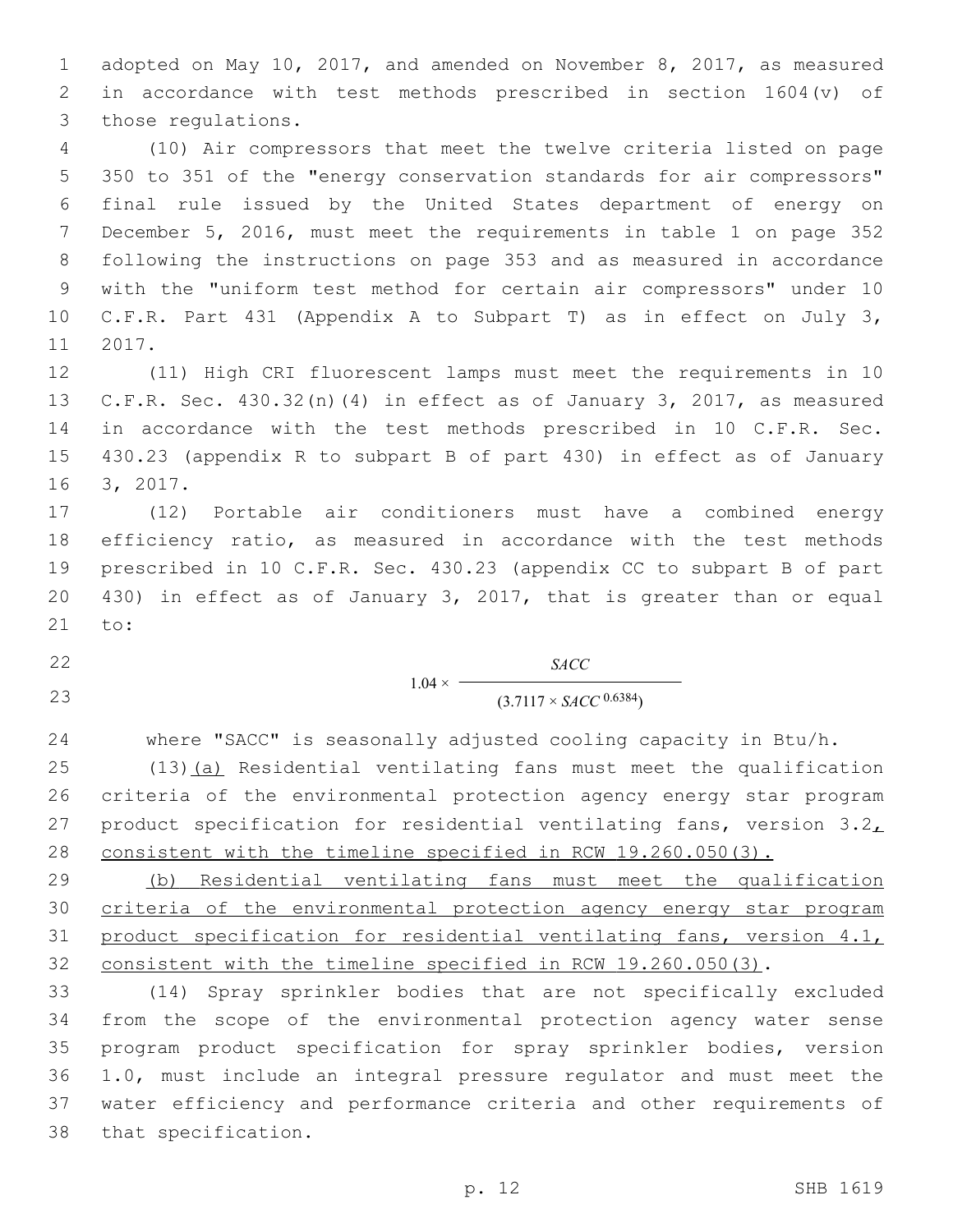adopted on May 10, 2017, and amended on November 8, 2017, as measured in accordance with test methods prescribed in section 1604(v) of those regulations.

(10) Air compressors that meet the twelve criteria listed on page 350 to 351 of the "energy conservation standards for air compressors" final rule issued by the United States department of energy on December 5, 2016, must meet the requirements in table 1 on page 352 following the instructions on page 353 and as measured in accordance with the "uniform test method for certain air compressors" under 10 C.F.R. Part 431 (Appendix A to Subpart T) as in effect on July 3, 2017.

(11) High CRI fluorescent lamps must meet the requirements in 10 C.F.R. Sec. 430.32(n)(4) in effect as of January 3, 2017, as measured in accordance with the test methods prescribed in 10 C.F.R. Sec. 430.23 (appendix R to subpart B of part 430) in effect as of January 3, 2017.

(12) Portable air conditioners must have a combined energy efficiency ratio, as measured in accordance with the test methods prescribed in 10 C.F.R. Sec. 430.23 (appendix CC to subpart B of part 430) in effect as of January 3, 2017, that is greater than or equal to:

$$1.04 \times \frac{SACC}{(3.7117 \times SACC^{0.6384})}$$

where "SACC" is seasonally adjusted cooling capacity in Btu/h.

(13)(a) Residential ventilating fans must meet the qualification criteria of the environmental protection agency energy star program product specification for residential ventilating fans, version 3.2, consistent with the timeline specified in RCW 19.260.050(3).

(b) Residential ventilating fans must meet the qualification criteria of the environmental protection agency energy star program product specification for residential ventilating fans, version 4.1, consistent with the timeline specified in RCW 19.260.050(3).

(14) Spray sprinkler bodies that are not specifically excluded from the scope of the environmental protection agency water sense program product specification for spray sprinkler bodies, version 1.0, must include an integral pressure regulator and must meet the water efficiency and performance criteria and other requirements of that specification.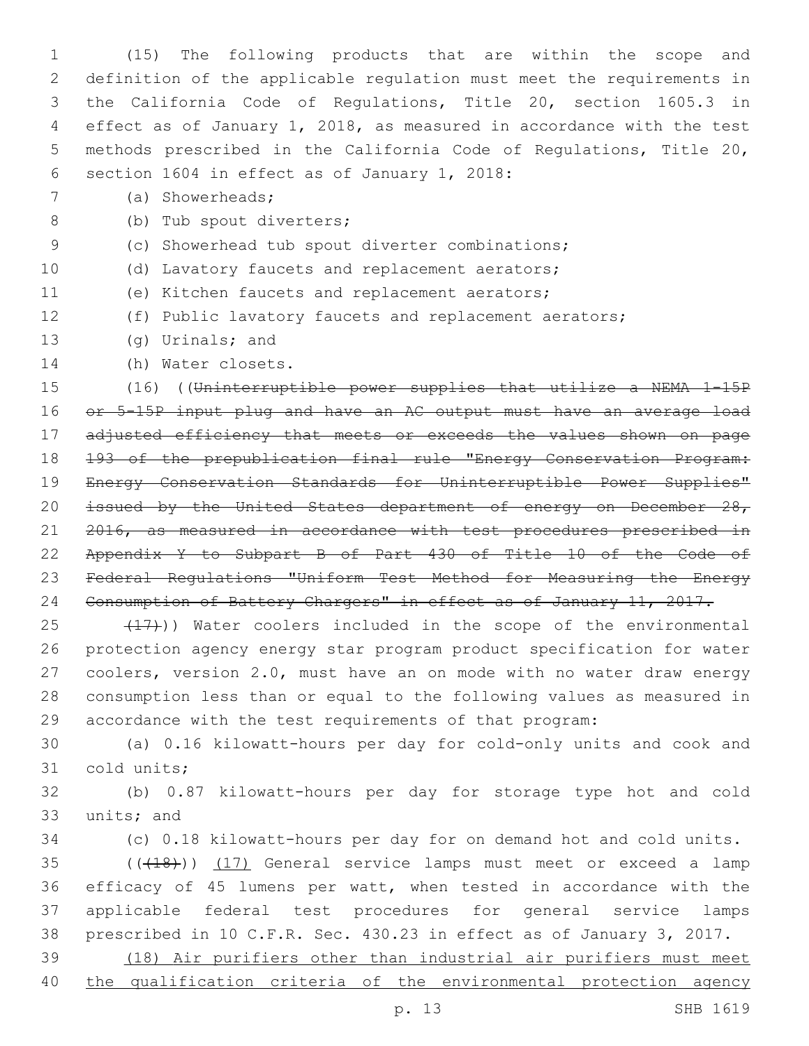(15) The following products that are within the scope and definition of the applicable regulation must meet the requirements in the California Code of Regulations, Title 20, section 1605.3 in effect as of January 1, 2018, as measured in accordance with the test methods prescribed in the California Code of Regulations, Title 20, section 1604 in effect as of January 1, 2018:

(a) Showerheads;

(b) Tub spout diverters;

(c) Showerhead tub spout diverter combinations;

(d) Lavatory faucets and replacement aerators;

(e) Kitchen faucets and replacement aerators;

(f) Public lavatory faucets and replacement aerators;

(g) Urinals; and

(h) Water closets.

(16) ((~~Uninterruptible power supplies that utilize a NEMA 1-15P or 5-15P input plug and have an AC output must have an average load adjusted efficiency that meets or exceeds the values shown on page 193 of the prepublication final rule "Energy Conservation Program: Energy Conservation Standards for Uninterruptible Power Supplies" issued by the United States department of energy on December 28, 2016, as measured in accordance with test procedures prescribed in Appendix Y to Subpart B of Part 430 of Title 10 of the Code of Federal Regulations "Uniform Test Method for Measuring the Energy Consumption of Battery Chargers" in effect as of January 11, 2017.~~

~~(17)~~)) Water coolers included in the scope of the environmental protection agency energy star program product specification for water coolers, version 2.0, must have an on mode with no water draw energy consumption less than or equal to the following values as measured in accordance with the test requirements of that program:

(a) 0.16 kilowatt-hours per day for cold-only units and cook and cold units;

(b) 0.87 kilowatt-hours per day for storage type hot and cold units; and

(c) 0.18 kilowatt-hours per day for on demand hot and cold units.

((~~(18)~~)) <u>(17)</u> General service lamps must meet or exceed a lamp efficacy of 45 lumens per watt, when tested in accordance with the applicable federal test procedures for general service lamps prescribed in 10 C.F.R. Sec. 430.23 in effect as of January 3, 2017.

<u>(18) Air purifiers other than industrial air purifiers must meet the qualification criteria of the environmental protection agency</u>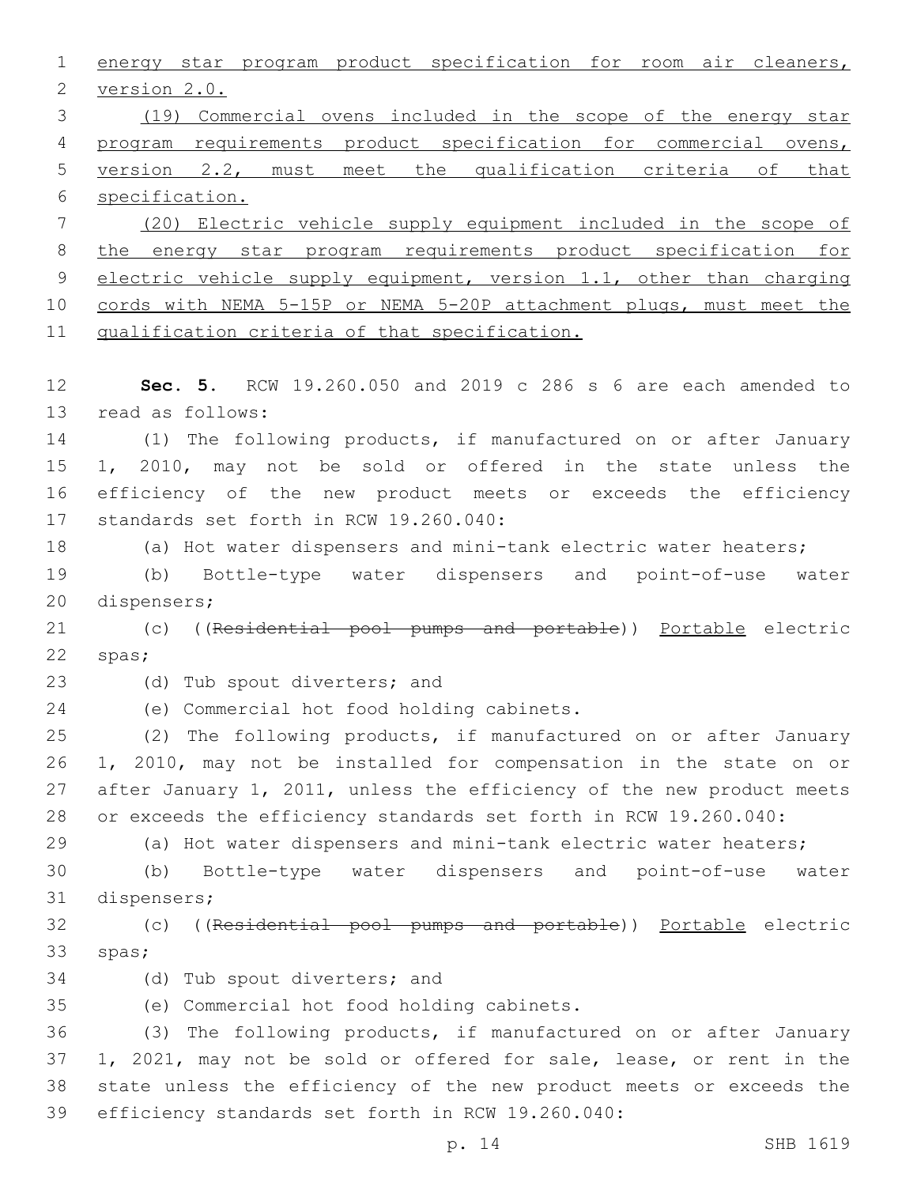energy star program product specification for room air cleaners, version 2.0.

(19) Commercial ovens included in the scope of the energy star program requirements product specification for commercial ovens, version 2.2, must meet the qualification criteria of that specification.

(20) Electric vehicle supply equipment included in the scope of the energy star program requirements product specification for electric vehicle supply equipment, version 1.1, other than charging cords with NEMA 5-15P or NEMA 5-20P attachment plugs, must meet the qualification criteria of that specification.

**Sec. 5.** RCW 19.260.050 and 2019 c 286 s 6 are each amended to read as follows:

(1) The following products, if manufactured on or after January 1, 2010, may not be sold or offered in the state unless the efficiency of the new product meets or exceeds the efficiency standards set forth in RCW 19.260.040:

(a) Hot water dispensers and mini-tank electric water heaters;

(b) Bottle-type water dispensers and point-of-use water dispensers;

(c) ((~~Residential pool pumps and portable~~)) Portable electric spas;

(d) Tub spout diverters; and

(e) Commercial hot food holding cabinets.

(2) The following products, if manufactured on or after January 1, 2010, may not be installed for compensation in the state on or after January 1, 2011, unless the efficiency of the new product meets or exceeds the efficiency standards set forth in RCW 19.260.040:

(a) Hot water dispensers and mini-tank electric water heaters;

(b) Bottle-type water dispensers and point-of-use water dispensers;

(c) ((~~Residential pool pumps and portable~~)) Portable electric spas;

(d) Tub spout diverters; and

(e) Commercial hot food holding cabinets.

(3) The following products, if manufactured on or after January 1, 2021, may not be sold or offered for sale, lease, or rent in the state unless the efficiency of the new product meets or exceeds the efficiency standards set forth in RCW 19.260.040: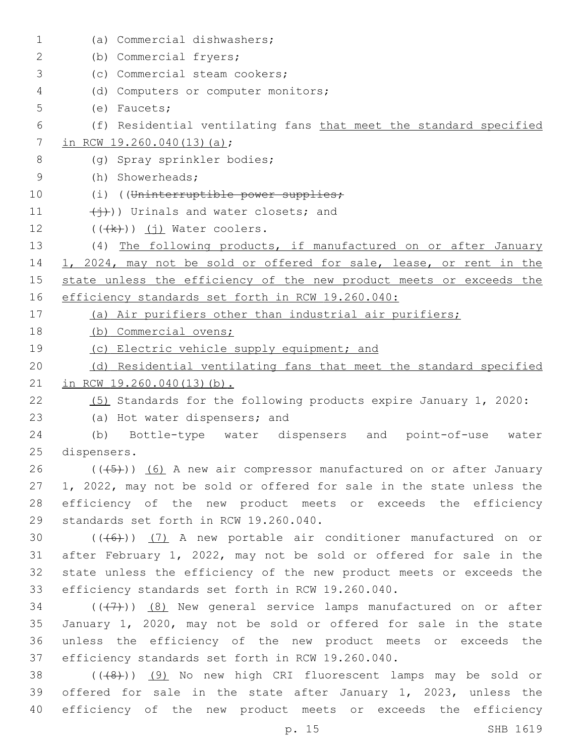(a) Commercial dishwashers;

(b) Commercial fryers;

(c) Commercial steam cookers;

(d) Computers or computer monitors;

(e) Faucets;

(f) Residential ventilating fans that meet the standard specified in RCW 19.260.040(13)(a);

(g) Spray sprinkler bodies;

(h) Showerheads;

(i) ((Uninterruptible power supplies;

(j))) Urinals and water closets; and

(((k))) (j) Water coolers.

(4) The following products, if manufactured on or after January 1, 2024, may not be sold or offered for sale, lease, or rent in the state unless the efficiency of the new product meets or exceeds the efficiency standards set forth in RCW 19.260.040:

(a) Air purifiers other than industrial air purifiers;

(b) Commercial ovens;

(c) Electric vehicle supply equipment; and

(d) Residential ventilating fans that meet the standard specified in RCW 19.260.040(13)(b).

(5) Standards for the following products expire January 1, 2020:

(a) Hot water dispensers; and

(b) Bottle-type water dispensers and point-of-use water dispensers.

(((5))) (6) A new air compressor manufactured on or after January 1, 2022, may not be sold or offered for sale in the state unless the efficiency of the new product meets or exceeds the efficiency standards set forth in RCW 19.260.040.

(((6))) (7) A new portable air conditioner manufactured on or after February 1, 2022, may not be sold or offered for sale in the state unless the efficiency of the new product meets or exceeds the efficiency standards set forth in RCW 19.260.040.

(((7))) (8) New general service lamps manufactured on or after January 1, 2020, may not be sold or offered for sale in the state unless the efficiency of the new product meets or exceeds the efficiency standards set forth in RCW 19.260.040.

(((8))) (9) No new high CRI fluorescent lamps may be sold or offered for sale in the state after January 1, 2023, unless the efficiency of the new product meets or exceeds the efficiency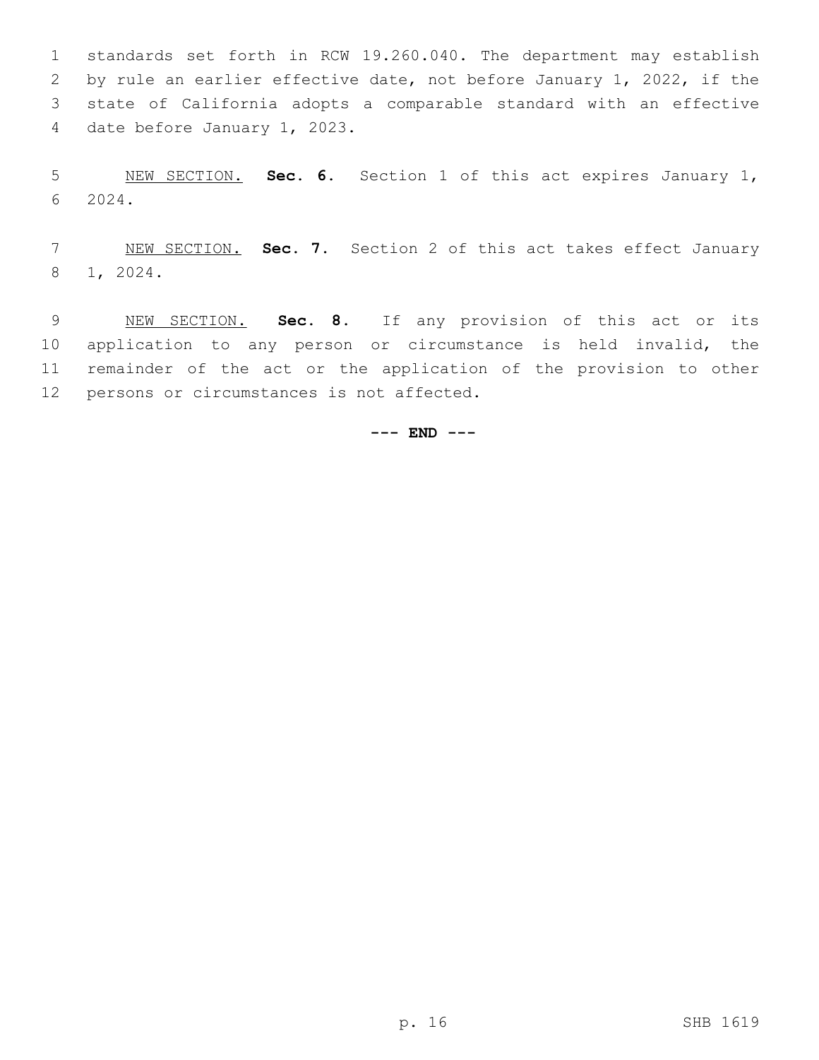standards set forth in RCW 19.260.040. The department may establish by rule an earlier effective date, not before January 1, 2022, if the state of California adopts a comparable standard with an effective date before January 1, 2023.

NEW SECTION. **Sec. 6.** Section 1 of this act expires January 1, 2024.

NEW SECTION. **Sec. 7.** Section 2 of this act takes effect January 1, 2024.

NEW SECTION. **Sec. 8.** If any provision of this act or its application to any person or circumstance is held invalid, the remainder of the act or the application of the provision to other persons or circumstances is not affected.

**--- END ---**